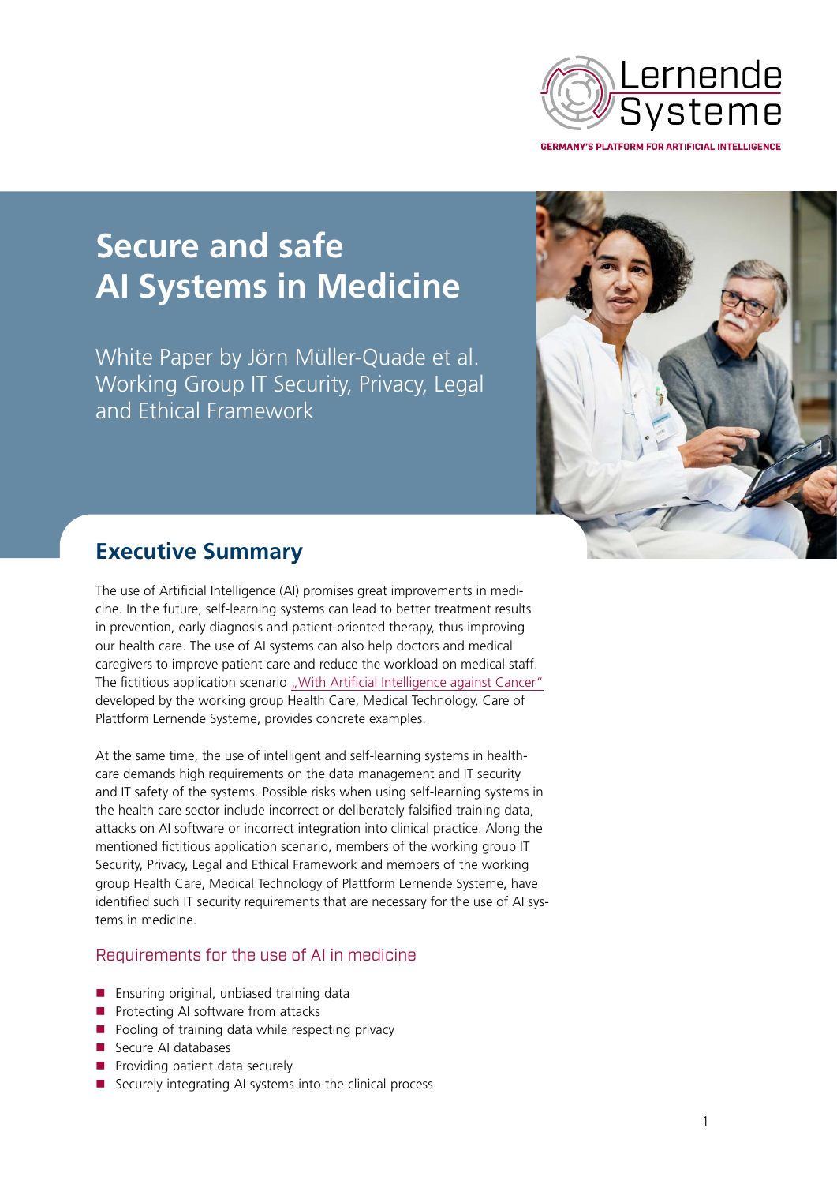Lernende Systeme

GERMANY'S PLATFORM FOR ARTIFICIAL INTELLIGENCE

# Secure and safe AI Systems in Medicine

White Paper by Jörn Müller-Quade et al.
Working Group IT Security, Privacy, Legal and Ethical Framework

## Executive Summary

The use of Artificial Intelligence (AI) promises great improvements in medicine. In the future, self-learning systems can lead to better treatment results in prevention, early diagnosis and patient-oriented therapy, thus improving our health care. The use of AI systems can also help doctors and medical caregivers to improve patient care and reduce the workload on medical staff. The fictitious application scenario „With Artificial Intelligence against Cancer" developed by the working group Health Care, Medical Technology, Care of Plattform Lernende Systeme, provides concrete examples.

At the same time, the use of intelligent and self-learning systems in healthcare demands high requirements on the data management and IT security and IT safety of the systems. Possible risks when using self-learning systems in the health care sector include incorrect or deliberately falsified training data, attacks on AI software or incorrect integration into clinical practice. Along the mentioned fictitious application scenario, members of the working group IT Security, Privacy, Legal and Ethical Framework and members of the working group Health Care, Medical Technology of Plattform Lernende Systeme, have identified such IT security requirements that are necessary for the use of AI systems in medicine.

### Requirements for the use of AI in medicine

- Ensuring original, unbiased training data
- Protecting AI software from attacks
- Pooling of training data while respecting privacy
- Secure AI databases
- Providing patient data securely
- Securely integrating AI systems into the clinical process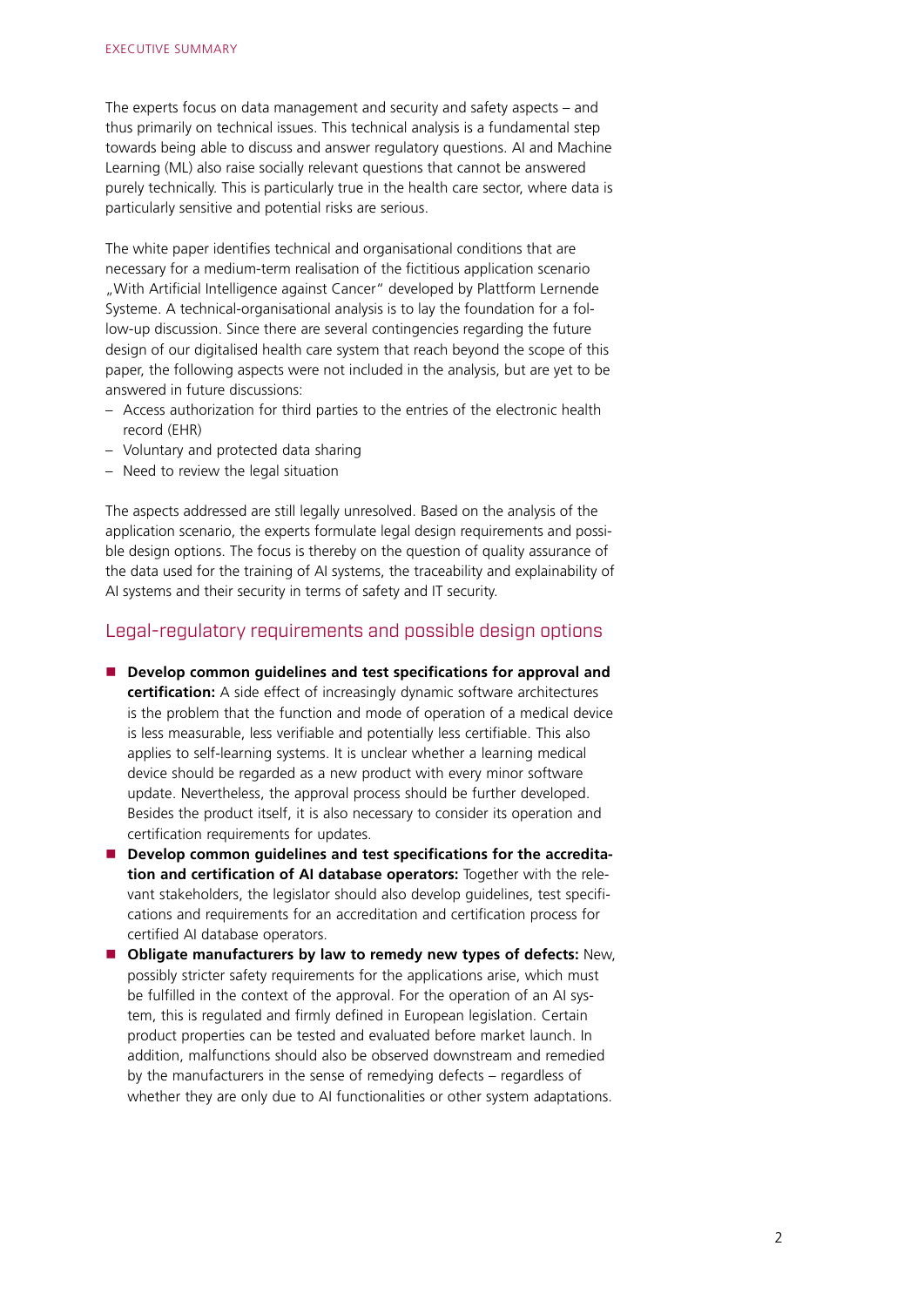The experts focus on data management and security and safety aspects – and thus primarily on technical issues. This technical analysis is a fundamental step towards being able to discuss and answer regulatory questions. AI and Machine Learning (ML) also raise socially relevant questions that cannot be answered purely technically. This is particularly true in the health care sector, where data is particularly sensitive and potential risks are serious.

The white paper identifies technical and organisational conditions that are necessary for a medium-term realisation of the fictitious application scenario „With Artificial Intelligence against Cancer" developed by Plattform Lernende Systeme. A technical-organisational analysis is to lay the foundation for a follow-up discussion. Since there are several contingencies regarding the future design of our digitalised health care system that reach beyond the scope of this paper, the following aspects were not included in the analysis, but are yet to be answered in future discussions:

– Access authorization for third parties to the entries of the electronic health record (EHR)
– Voluntary and protected data sharing
– Need to review the legal situation

The aspects addressed are still legally unresolved. Based on the analysis of the application scenario, the experts formulate legal design requirements and possible design options. The focus is thereby on the question of quality assurance of the data used for the training of AI systems, the traceability and explainability of AI systems and their security in terms of safety and IT security.

## Legal-regulatory requirements and possible design options

- **Develop common guidelines and test specifications for approval and certification:** A side effect of increasingly dynamic software architectures is the problem that the function and mode of operation of a medical device is less measurable, less verifiable and potentially less certifiable. This also applies to self-learning systems. It is unclear whether a learning medical device should be regarded as a new product with every minor software update. Nevertheless, the approval process should be further developed. Besides the product itself, it is also necessary to consider its operation and certification requirements for updates.
- **Develop common guidelines and test specifications for the accreditation and certification of AI database operators:** Together with the relevant stakeholders, the legislator should also develop guidelines, test specifications and requirements for an accreditation and certification process for certified AI database operators.
- **Obligate manufacturers by law to remedy new types of defects:** New, possibly stricter safety requirements for the applications arise, which must be fulfilled in the context of the approval. For the operation of an AI system, this is regulated and firmly defined in European legislation. Certain product properties can be tested and evaluated before market launch. In addition, malfunctions should also be observed downstream and remedied by the manufacturers in the sense of remedying defects – regardless of whether they are only due to AI functionalities or other system adaptations.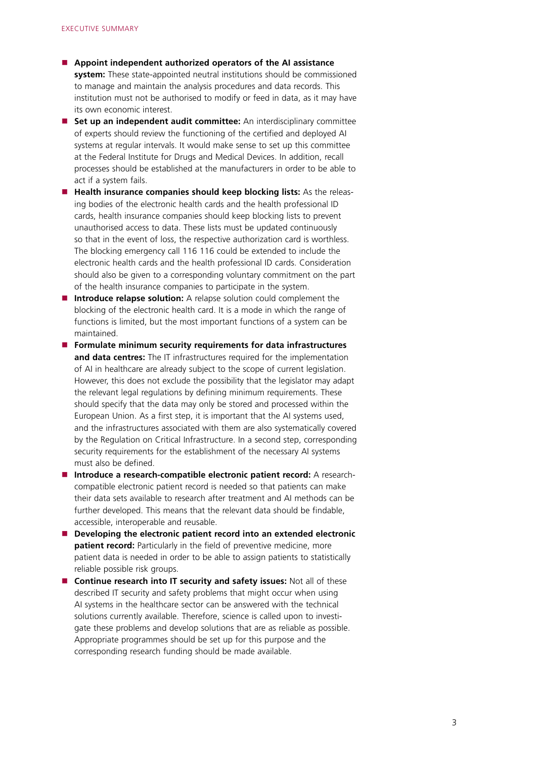- **Appoint independent authorized operators of the AI assistance system:** These state-appointed neutral institutions should be commissioned to manage and maintain the analysis procedures and data records. This institution must not be authorised to modify or feed in data, as it may have its own economic interest.
- **Set up an independent audit committee:** An interdisciplinary committee of experts should review the functioning of the certified and deployed AI systems at regular intervals. It would make sense to set up this committee at the Federal Institute for Drugs and Medical Devices. In addition, recall processes should be established at the manufacturers in order to be able to act if a system fails.
- **Health insurance companies should keep blocking lists:** As the releasing bodies of the electronic health cards and the health professional ID cards, health insurance companies should keep blocking lists to prevent unauthorised access to data. These lists must be updated continuously so that in the event of loss, the respective authorization card is worthless. The blocking emergency call 116 116 could be extended to include the electronic health cards and the health professional ID cards. Consideration should also be given to a corresponding voluntary commitment on the part of the health insurance companies to participate in the system.
- **Introduce relapse solution:** A relapse solution could complement the blocking of the electronic health card. It is a mode in which the range of functions is limited, but the most important functions of a system can be maintained.
- **Formulate minimum security requirements for data infrastructures and data centres:** The IT infrastructures required for the implementation of AI in healthcare are already subject to the scope of current legislation. However, this does not exclude the possibility that the legislator may adapt the relevant legal regulations by defining minimum requirements. These should specify that the data may only be stored and processed within the European Union. As a first step, it is important that the AI systems used, and the infrastructures associated with them are also systematically covered by the Regulation on Critical Infrastructure. In a second step, corresponding security requirements for the establishment of the necessary AI systems must also be defined.
- **Introduce a research-compatible electronic patient record:** A research-compatible electronic patient record is needed so that patients can make their data sets available to research after treatment and AI methods can be further developed. This means that the relevant data should be findable, accessible, interoperable and reusable.
- **Developing the electronic patient record into an extended electronic patient record:** Particularly in the field of preventive medicine, more patient data is needed in order to be able to assign patients to statistically reliable possible risk groups.
- **Continue research into IT security and safety issues:** Not all of these described IT security and safety problems that might occur when using AI systems in the healthcare sector can be answered with the technical solutions currently available. Therefore, science is called upon to investigate these problems and develop solutions that are as reliable as possible. Appropriate programmes should be set up for this purpose and the corresponding research funding should be made available.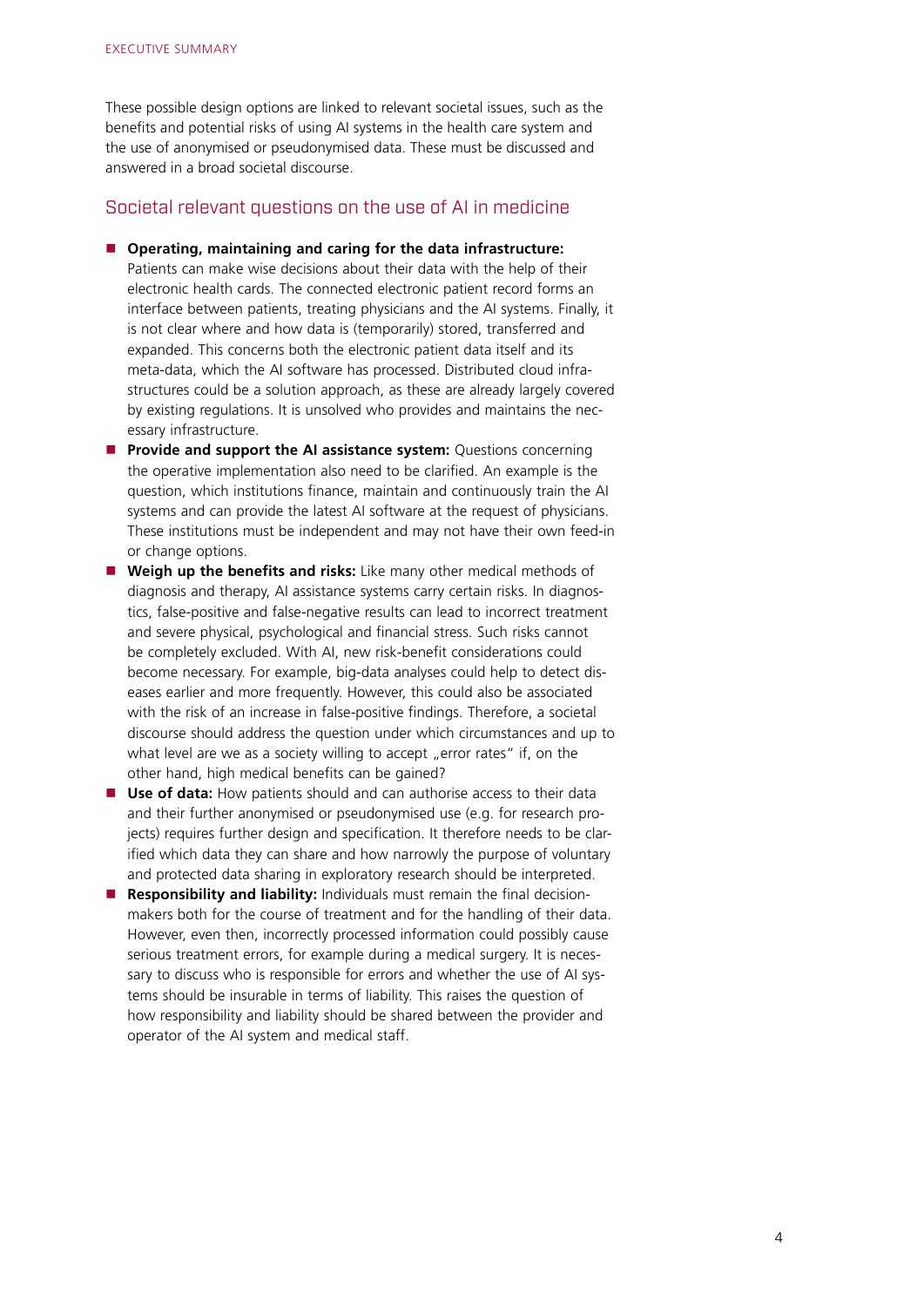These possible design options are linked to relevant societal issues, such as the benefits and potential risks of using AI systems in the health care system and the use of anonymised or pseudonymised data. These must be discussed and answered in a broad societal discourse.

## Societal relevant questions on the use of AI in medicine

- **Operating, maintaining and caring for the data infrastructure:** Patients can make wise decisions about their data with the help of their electronic health cards. The connected electronic patient record forms an interface between patients, treating physicians and the AI systems. Finally, it is not clear where and how data is (temporarily) stored, transferred and expanded. This concerns both the electronic patient data itself and its meta-data, which the AI software has processed. Distributed cloud infrastructures could be a solution approach, as these are already largely covered by existing regulations. It is unsolved who provides and maintains the necessary infrastructure.
- **Provide and support the AI assistance system:** Questions concerning the operative implementation also need to be clarified. An example is the question, which institutions finance, maintain and continuously train the AI systems and can provide the latest AI software at the request of physicians. These institutions must be independent and may not have their own feed-in or change options.
- **Weigh up the benefits and risks:** Like many other medical methods of diagnosis and therapy, AI assistance systems carry certain risks. In diagnostics, false-positive and false-negative results can lead to incorrect treatment and severe physical, psychological and financial stress. Such risks cannot be completely excluded. With AI, new risk-benefit considerations could become necessary. For example, big-data analyses could help to detect diseases earlier and more frequently. However, this could also be associated with the risk of an increase in false-positive findings. Therefore, a societal discourse should address the question under which circumstances and up to what level are we as a society willing to accept „error rates" if, on the other hand, high medical benefits can be gained?
- **Use of data:** How patients should and can authorise access to their data and their further anonymised or pseudonymised use (e.g. for research projects) requires further design and specification. It therefore needs to be clarified which data they can share and how narrowly the purpose of voluntary and protected data sharing in exploratory research should be interpreted.
- **Responsibility and liability:** Individuals must remain the final decision-makers both for the course of treatment and for the handling of their data. However, even then, incorrectly processed information could possibly cause serious treatment errors, for example during a medical surgery. It is necessary to discuss who is responsible for errors and whether the use of AI systems should be insurable in terms of liability. This raises the question of how responsibility and liability should be shared between the provider and operator of the AI system and medical staff.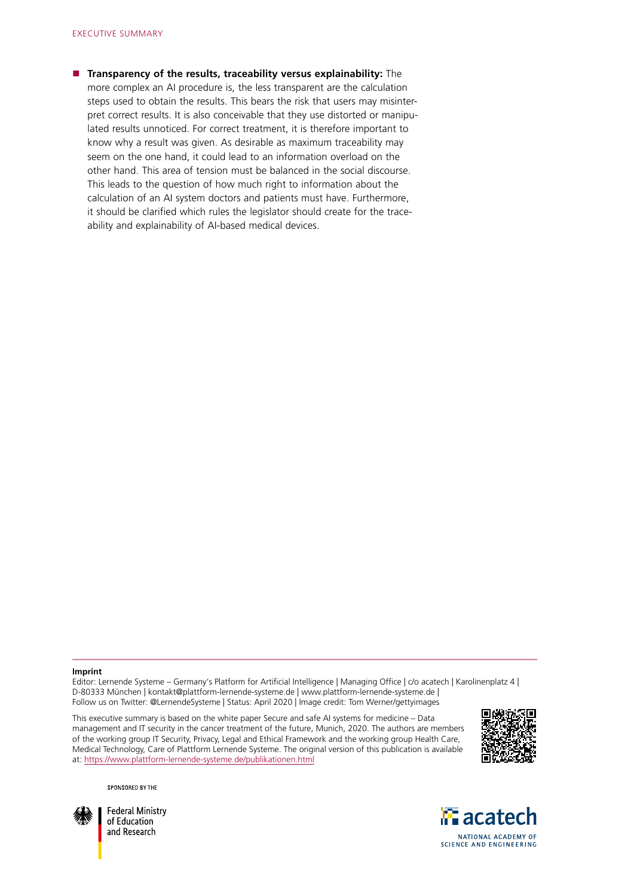- **Transparency of the results, traceability versus explainability:** The more complex an AI procedure is, the less transparent are the calculation steps used to obtain the results. This bears the risk that users may misinterpret correct results. It is also conceivable that they use distorted or manipulated results unnoticed. For correct treatment, it is therefore important to know why a result was given. As desirable as maximum traceability may seem on the one hand, it could lead to an information overload on the other hand. This area of tension must be balanced in the social discourse. This leads to the question of how much right to information about the calculation of an AI system doctors and patients must have. Furthermore, it should be clarified which rules the legislator should create for the traceability and explainability of AI-based medical devices.

**Imprint**

Editor: Lernende Systeme – Germany's Platform for Artificial Intelligence | Managing Office | c/o acatech | Karolinenplatz 4 | D-80333 München | kontakt@plattform-lernende-systeme.de | www.plattform-lernende-systeme.de | Follow us on Twitter: @LernendeSysteme | Status: April 2020 | Image credit: Tom Werner/gettyimages

This executive summary is based on the white paper Secure and safe AI systems for medicine – Data management and IT security in the cancer treatment of the future, Munich, 2020. The authors are members of the working group IT Security, Privacy, Legal and Ethical Framework and the working group Health Care, Medical Technology, Care of Plattform Lernende Systeme. The original version of this publication is available at: https://www.plattform-lernende-systeme.de/publikationen.html

SPONSORED BY THE

Federal Ministry of Education and Research

acatech

NATIONAL ACADEMY OF SCIENCE AND ENGINEERING